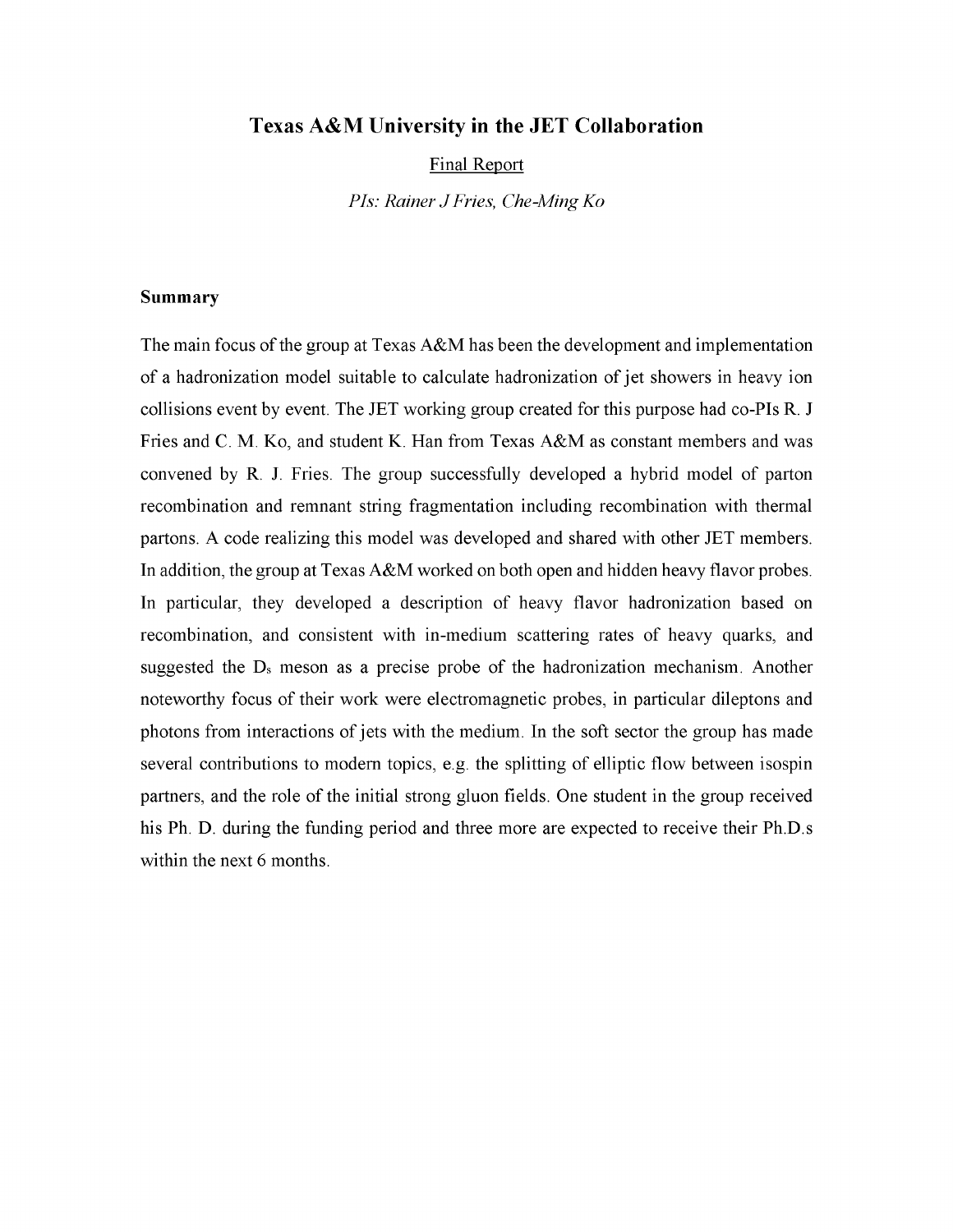# Texas A&M University in the JET Collaboration

Final Report

*PIs: Rainer J Fries, Che-Ming Ko*

## Summary

The main focus of the group at Texas A&M has been the development and implementation of a hadronization model suitable to calculate hadronization of jet showers in heavy ion collisions event by event. The JET working group created for this purpose had co-PIs R. J Fries and C. M. Ko, and student K. Han from Texas A&M as constant members and was convened by R. J. Fries. The group successfully developed a hybrid model of parton recombination and remnant string fragmentation including recombination with thermal partons. A code realizing this model was developed and shared with other JET members. In addition, the group at Texas A&M worked on both open and hidden heavy flavor probes. In particular, they developed a description of heavy flavor hadronization based on recombination, and consistent with in-medium scattering rates of heavy quarks, and suggested the $D_s$ meson as a precise probe of the hadronization mechanism. Another noteworthy focus of their work were electromagnetic probes, in particular dileptons and photons from interactions of jets with the medium. In the soft sector the group has made several contributions to modern topics, e.g. the splitting of elliptic flow between isospin partners, and the role of the initial strong gluon fields. One student in the group received his Ph. D. during the funding period and three more are expected to receive their Ph.D.s within the next 6 months.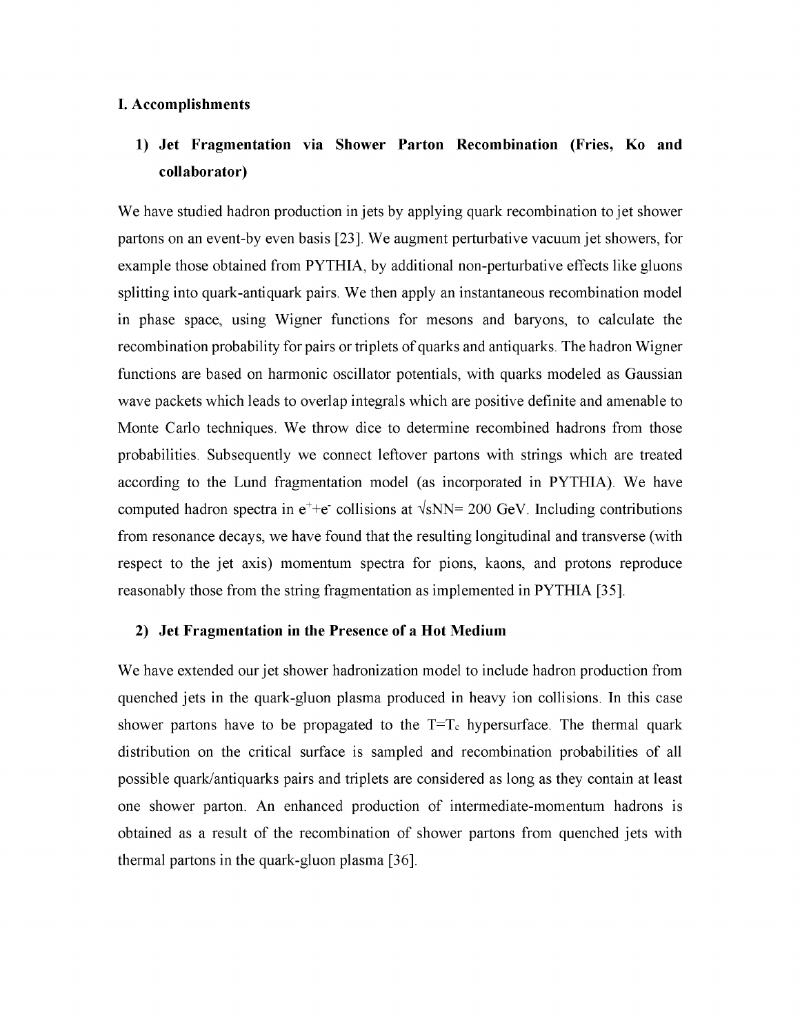## I. Accomplishments

### 1) Jet Fragmentation via Shower Parton Recombination (Fries, Ko and collaborator)

We have studied hadron production in jets by applying quark recombination to jet shower partons on an event-by even basis [23]. We augment perturbative vacuum jet showers, for example those obtained from PYTHIA, by additional non-perturbative effects like gluons splitting into quark-antiquark pairs. We then apply an instantaneous recombination model in phase space, using Wigner functions for mesons and baryons, to calculate the recombination probability for pairs or triplets of quarks and antiquarks. The hadron Wigner functions are based on harmonic oscillator potentials, with quarks modeled as Gaussian wave packets which leads to overlap integrals which are positive definite and amenable to Monte Carlo techniques. We throw dice to determine recombined hadrons from those probabilities. Subsequently we connect leftover partons with strings which are treated according to the Lund fragmentation model (as incorporated in PYTHIA). We have computed hadron spectra in $e^{+}+e^{-}$ collisions at $\sqrt{s_{NN}}$= 200 GeV. Including contributions from resonance decays, we have found that the resulting longitudinal and transverse (with respect to the jet axis) momentum spectra for pions, kaons, and protons reproduce reasonably those from the string fragmentation as implemented in PYTHIA [35].

### 2) Jet Fragmentation in the Presence of a Hot Medium

We have extended our jet shower hadronization model to include hadron production from quenched jets in the quark-gluon plasma produced in heavy ion collisions. In this case shower partons have to be propagated to the $T=T_c$ hypersurface. The thermal quark distribution on the critical surface is sampled and recombination probabilities of all possible quark/antiquarks pairs and triplets are considered as long as they contain at least one shower parton. An enhanced production of intermediate-momentum hadrons is obtained as a result of the recombination of shower partons from quenched jets with thermal partons in the quark-gluon plasma [36].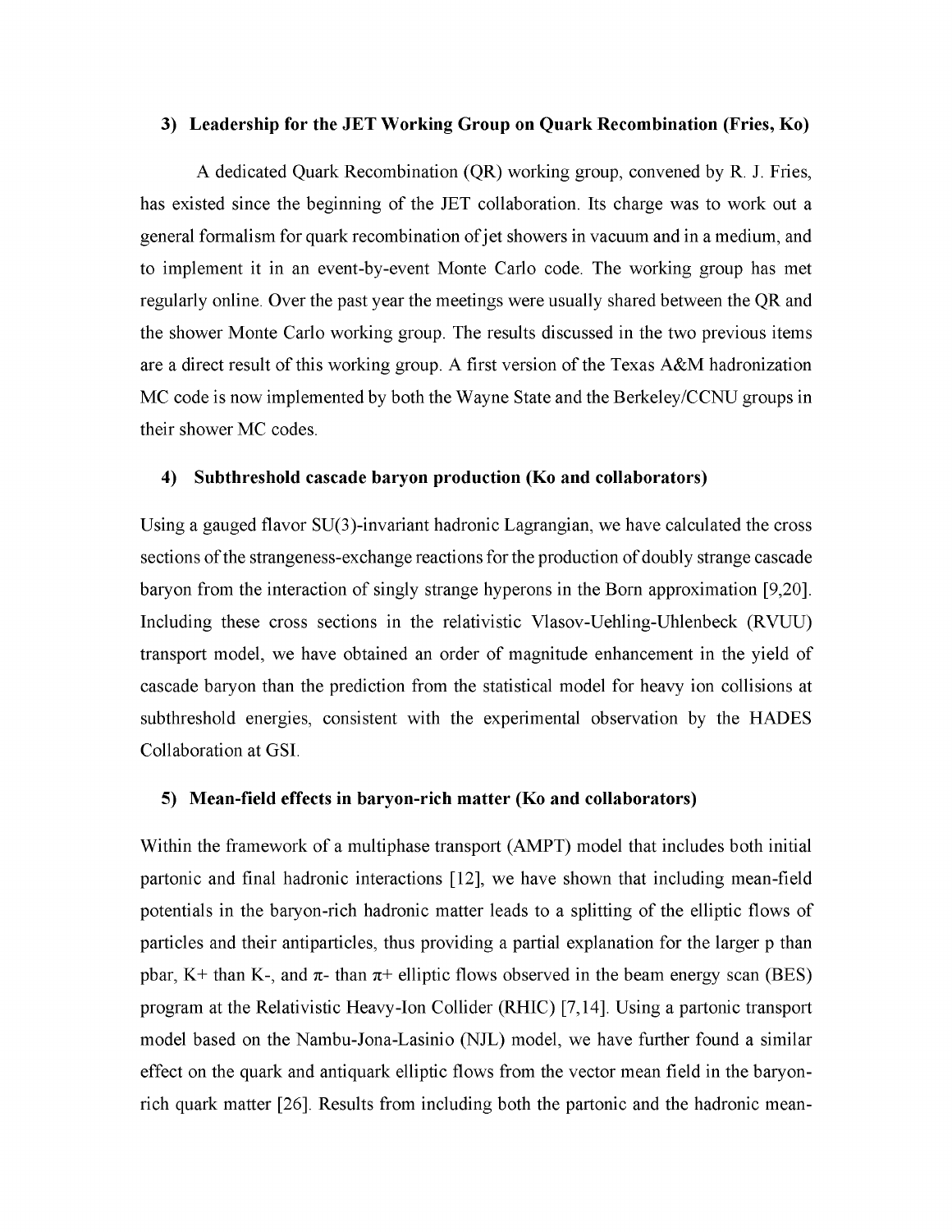### 3) Leadership for the JET Working Group on Quark Recombination (Fries, Ko)

A dedicated Quark Recombination (QR) working group, convened by R. J. Fries, has existed since the beginning of the JET collaboration. Its charge was to work out a general formalism for quark recombination of jet showers in vacuum and in a medium, and to implement it in an event-by-event Monte Carlo code. The working group has met regularly online. Over the past year the meetings were usually shared between the QR and the shower Monte Carlo working group. The results discussed in the two previous items are a direct result of this working group. A first version of the Texas A&M hadronization MC code is now implemented by both the Wayne State and the Berkeley/CCNU groups in their shower MC codes.

### 4) Subthreshold cascade baryon production (Ko and collaborators)

Using a gauged flavor SU(3)-invariant hadronic Lagrangian, we have calculated the cross sections of the strangeness-exchange reactions for the production of doubly strange cascade baryon from the interaction of singly strange hyperons in the Born approximation [9,20]. Including these cross sections in the relativistic Vlasov-Uehling-Uhlenbeck (RVUU) transport model, we have obtained an order of magnitude enhancement in the yield of cascade baryon than the prediction from the statistical model for heavy ion collisions at subthreshold energies, consistent with the experimental observation by the HADES Collaboration at GSI.

### 5) Mean-field effects in baryon-rich matter (Ko and collaborators)

Within the framework of a multiphase transport (AMPT) model that includes both initial partonic and final hadronic interactions [12], we have shown that including mean-field potentials in the baryon-rich hadronic matter leads to a splitting of the elliptic flows of particles and their antiparticles, thus providing a partial explanation for the larger p than pbar, K+ than K-, and $\pi$- than $\pi$+ elliptic flows observed in the beam energy scan (BES) program at the Relativistic Heavy-Ion Collider (RHIC) [7,14]. Using a partonic transport model based on the Nambu-Jona-Lasinio (NJL) model, we have further found a similar effect on the quark and antiquark elliptic flows from the vector mean field in the baryon-rich quark matter [26]. Results from including both the partonic and the hadronic mean-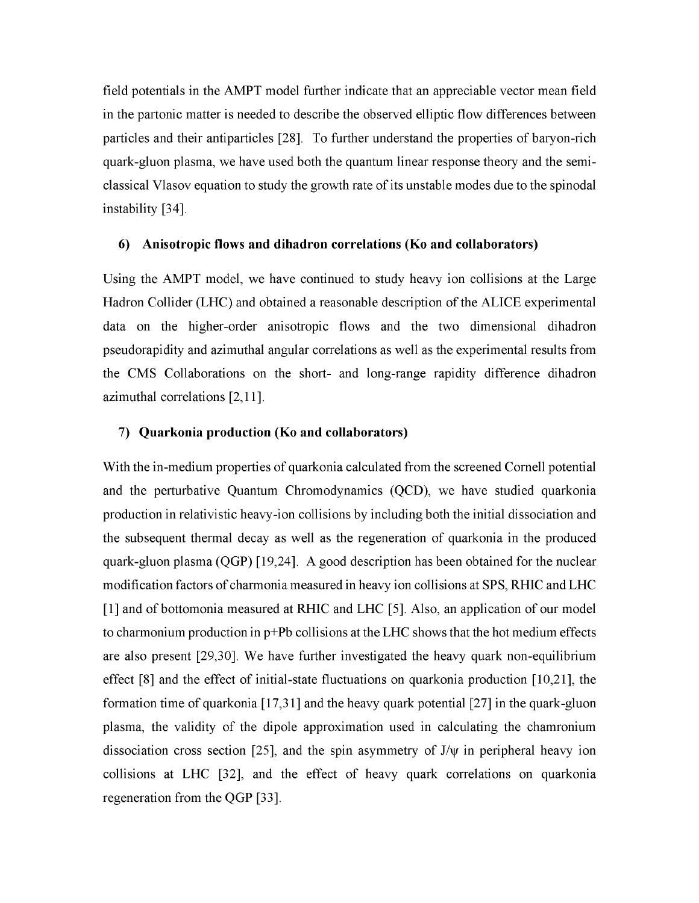field potentials in the AMPT model further indicate that an appreciable vector mean field in the partonic matter is needed to describe the observed elliptic flow differences between particles and their antiparticles [28]. To further understand the properties of baryon-rich quark-gluon plasma, we have used both the quantum linear response theory and the semi-classical Vlasov equation to study the growth rate of its unstable modes due to the spinodal instability [34].

### 6) Anisotropic flows and dihadron correlations (Ko and collaborators)

Using the AMPT model, we have continued to study heavy ion collisions at the Large Hadron Collider (LHC) and obtained a reasonable description of the ALICE experimental data on the higher-order anisotropic flows and the two dimensional dihadron pseudorapidity and azimuthal angular correlations as well as the experimental results from the CMS Collaborations on the short- and long-range rapidity difference dihadron azimuthal correlations [2,11].

### 7) Quarkonia production (Ko and collaborators)

With the in-medium properties of quarkonia calculated from the screened Cornell potential and the perturbative Quantum Chromodynamics (QCD), we have studied quarkonia production in relativistic heavy-ion collisions by including both the initial dissociation and the subsequent thermal decay as well as the regeneration of quarkonia in the produced quark-gluon plasma (QGP) [19,24]. A good description has been obtained for the nuclear modification factors of charmonia measured in heavy ion collisions at SPS, RHIC and LHC [1] and of bottomonia measured at RHIC and LHC [5]. Also, an application of our model to charmonium production in p+Pb collisions at the LHC shows that the hot medium effects are also present [29,30]. We have further investigated the heavy quark non-equilibrium effect [8] and the effect of initial-state fluctuations on quarkonia production [10,21], the formation time of quarkonia [17,31] and the heavy quark potential [27] in the quark-gluon plasma, the validity of the dipole approximation used in calculating the chamronium dissociation cross section [25], and the spin asymmetry of $J/\psi$ in peripheral heavy ion collisions at LHC [32], and the effect of heavy quark correlations on quarkonia regeneration from the QGP [33].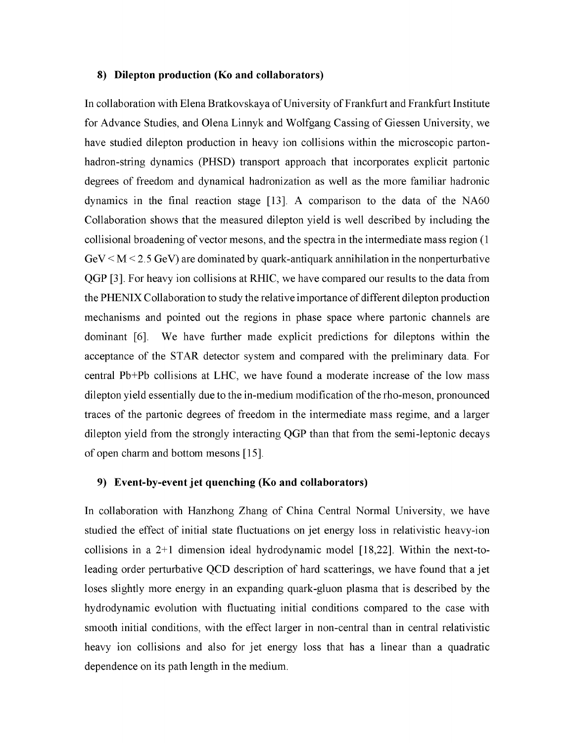### 8) Dilepton production (Ko and collaborators)

In collaboration with Elena Bratkovskaya of University of Frankfurt and Frankfurt Institute for Advance Studies, and Olena Linnyk and Wolfgang Cassing of Giessen University, we have studied dilepton production in heavy ion collisions within the microscopic parton-hadron-string dynamics (PHSD) transport approach that incorporates explicit partonic degrees of freedom and dynamical hadronization as well as the more familiar hadronic dynamics in the final reaction stage [13]. A comparison to the data of the NA60 Collaboration shows that the measured dilepton yield is well described by including the collisional broadening of vector mesons, and the spectra in the intermediate mass region (1 GeV < M < 2.5 GeV) are dominated by quark-antiquark annihilation in the nonperturbative QGP [3]. For heavy ion collisions at RHIC, we have compared our results to the data from the PHENIX Collaboration to study the relative importance of different dilepton production mechanisms and pointed out the regions in phase space where partonic channels are dominant [6]. We have further made explicit predictions for dileptons within the acceptance of the STAR detector system and compared with the preliminary data. For central Pb+Pb collisions at LHC, we have found a moderate increase of the low mass dilepton yield essentially due to the in-medium modification of the rho-meson, pronounced traces of the partonic degrees of freedom in the intermediate mass regime, and a larger dilepton yield from the strongly interacting QGP than that from the semi-leptonic decays of open charm and bottom mesons [15].

### 9) Event-by-event jet quenching (Ko and collaborators)

In collaboration with Hanzhong Zhang of China Central Normal University, we have studied the effect of initial state fluctuations on jet energy loss in relativistic heavy-ion collisions in a 2+1 dimension ideal hydrodynamic model [18,22]. Within the next-to-leading order perturbative QCD description of hard scatterings, we have found that a jet loses slightly more energy in an expanding quark-gluon plasma that is described by the hydrodynamic evolution with fluctuating initial conditions compared to the case with smooth initial conditions, with the effect larger in non-central than in central relativistic heavy ion collisions and also for jet energy loss that has a linear than a quadratic dependence on its path length in the medium.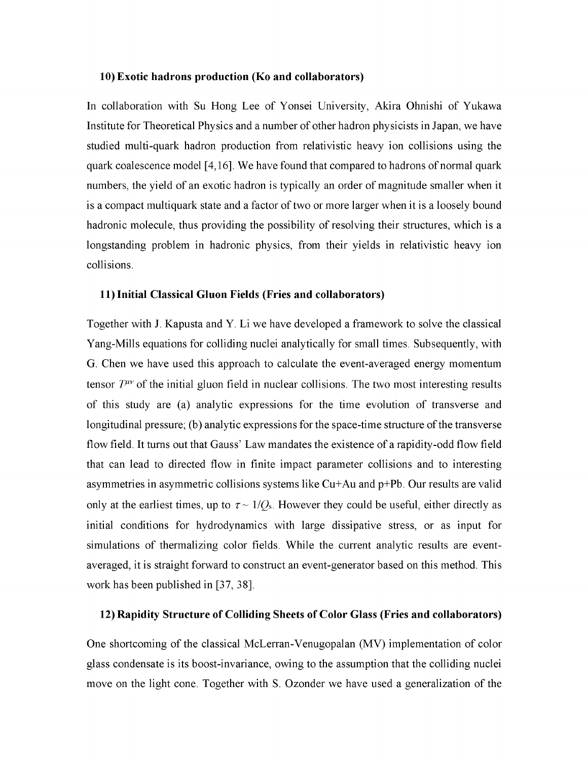### 10) Exotic hadrons production (Ko and collaborators)

In collaboration with Su Hong Lee of Yonsei University, Akira Ohnishi of Yukawa Institute for Theoretical Physics and a number of other hadron physicists in Japan, we have studied multi-quark hadron production from relativistic heavy ion collisions using the quark coalescence model [4,16]. We have found that compared to hadrons of normal quark numbers, the yield of an exotic hadron is typically an order of magnitude smaller when it is a compact multiquark state and a factor of two or more larger when it is a loosely bound hadronic molecule, thus providing the possibility of resolving their structures, which is a longstanding problem in hadronic physics, from their yields in relativistic heavy ion collisions.

### 11) Initial Classical Gluon Fields (Fries and collaborators)

Together with J. Kapusta and Y. Li we have developed a framework to solve the classical Yang-Mills equations for colliding nuclei analytically for small times. Subsequently, with G. Chen we have used this approach to calculate the event-averaged energy momentum tensor $T^{\mu\nu}$ of the initial gluon field in nuclear collisions. The two most interesting results of this study are (a) analytic expressions for the time evolution of transverse and longitudinal pressure; (b) analytic expressions for the space-time structure of the transverse flow field. It turns out that Gauss' Law mandates the existence of a rapidity-odd flow field that can lead to directed flow in finite impact parameter collisions and to interesting asymmetries in asymmetric collisions systems like Cu+Au and p+Pb. Our results are valid only at the earliest times, up to $\tau \sim 1/Q_s$. However they could be useful, either directly as initial conditions for hydrodynamics with large dissipative stress, or as input for simulations of thermalizing color fields. While the current analytic results are event-averaged, it is straight forward to construct an event-generator based on this method. This work has been published in [37, 38].

### 12) Rapidity Structure of Colliding Sheets of Color Glass (Fries and collaborators)

One shortcoming of the classical McLerran-Venugopalan (MV) implementation of color glass condensate is its boost-invariance, owing to the assumption that the colliding nuclei move on the light cone. Together with S. Ozonder we have used a generalization of the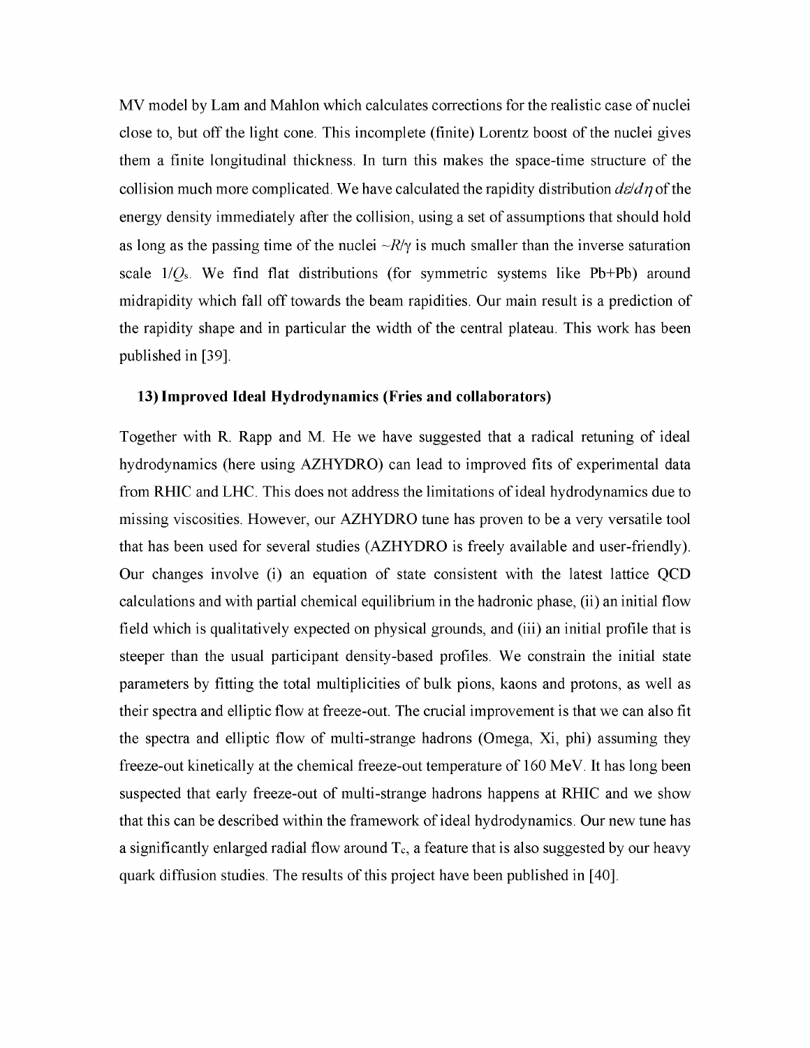MV model by Lam and Mahlon which calculates corrections for the realistic case of nuclei close to, but off the light cone. This incomplete (finite) Lorentz boost of the nuclei gives them a finite longitudinal thickness. In turn this makes the space-time structure of the collision much more complicated. We have calculated the rapidity distribution $d\varepsilon/d\eta$ of the energy density immediately after the collision, using a set of assumptions that should hold as long as the passing time of the nuclei $\sim R/\gamma$ is much smaller than the inverse saturation scale $1/Q_s$. We find flat distributions (for symmetric systems like Pb+Pb) around midrapidity which fall off towards the beam rapidities. Our main result is a prediction of the rapidity shape and in particular the width of the central plateau. This work has been published in [39].

### 13) Improved Ideal Hydrodynamics (Fries and collaborators)

Together with R. Rapp and M. He we have suggested that a radical retuning of ideal hydrodynamics (here using AZHYDRO) can lead to improved fits of experimental data from RHIC and LHC. This does not address the limitations of ideal hydrodynamics due to missing viscosities. However, our AZHYDRO tune has proven to be a very versatile tool that has been used for several studies (AZHYDRO is freely available and user-friendly). Our changes involve (i) an equation of state consistent with the latest lattice QCD calculations and with partial chemical equilibrium in the hadronic phase, (ii) an initial flow field which is qualitatively expected on physical grounds, and (iii) an initial profile that is steeper than the usual participant density-based profiles. We constrain the initial state parameters by fitting the total multiplicities of bulk pions, kaons and protons, as well as their spectra and elliptic flow at freeze-out. The crucial improvement is that we can also fit the spectra and elliptic flow of multi-strange hadrons (Omega, Xi, phi) assuming they freeze-out kinetically at the chemical freeze-out temperature of 160 MeV. It has long been suspected that early freeze-out of multi-strange hadrons happens at RHIC and we show that this can be described within the framework of ideal hydrodynamics. Our new tune has a significantly enlarged radial flow around $T_c$, a feature that is also suggested by our heavy quark diffusion studies. The results of this project have been published in [40].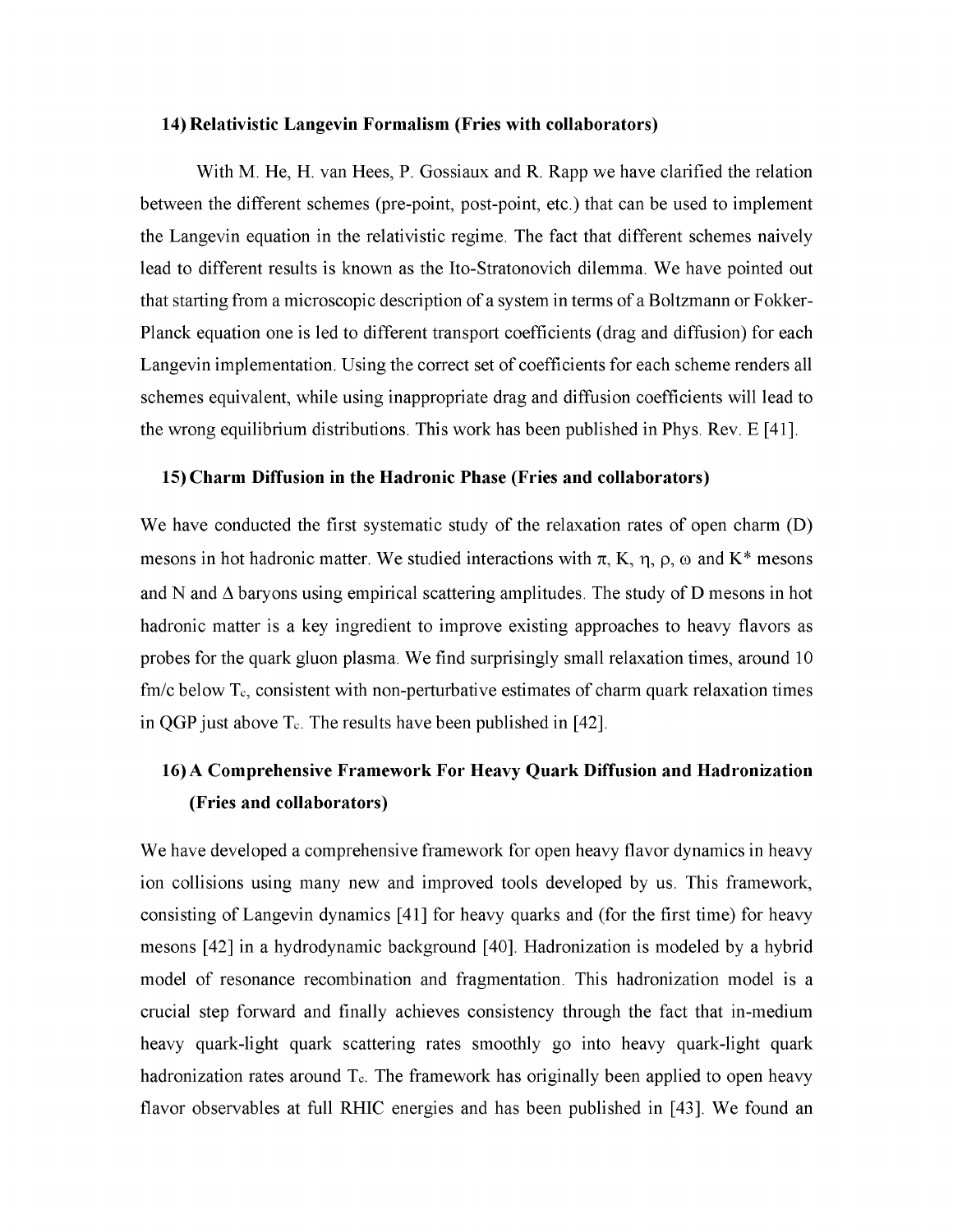### 14) Relativistic Langevin Formalism (Fries with collaborators)

With M. He, H. van Hees, P. Gossiaux and R. Rapp we have clarified the relation between the different schemes (pre-point, post-point, etc.) that can be used to implement the Langevin equation in the relativistic regime. The fact that different schemes naively lead to different results is known as the Ito-Stratonovich dilemma. We have pointed out that starting from a microscopic description of a system in terms of a Boltzmann or Fokker-Planck equation one is led to different transport coefficients (drag and diffusion) for each Langevin implementation. Using the correct set of coefficients for each scheme renders all schemes equivalent, while using inappropriate drag and diffusion coefficients will lead to the wrong equilibrium distributions. This work has been published in Phys. Rev. E [41].

### 15) Charm Diffusion in the Hadronic Phase (Fries and collaborators)

We have conducted the first systematic study of the relaxation rates of open charm (D) mesons in hot hadronic matter. We studied interactions with $\pi$, K, $\eta$, $\rho$, $\omega$ and K* mesons and N and $\Delta$ baryons using empirical scattering amplitudes. The study of D mesons in hot hadronic matter is a key ingredient to improve existing approaches to heavy flavors as probes for the quark gluon plasma. We find surprisingly small relaxation times, around 10 fm/c below $T_c$, consistent with non-perturbative estimates of charm quark relaxation times in QGP just above $T_c$. The results have been published in [42].

### 16) A Comprehensive Framework For Heavy Quark Diffusion and Hadronization (Fries and collaborators)

We have developed a comprehensive framework for open heavy flavor dynamics in heavy ion collisions using many new and improved tools developed by us. This framework, consisting of Langevin dynamics [41] for heavy quarks and (for the first time) for heavy mesons [42] in a hydrodynamic background [40]. Hadronization is modeled by a hybrid model of resonance recombination and fragmentation. This hadronization model is a crucial step forward and finally achieves consistency through the fact that in-medium heavy quark-light quark scattering rates smoothly go into heavy quark-light quark hadronization rates around $T_c$. The framework has originally been applied to open heavy flavor observables at full RHIC energies and has been published in [43]. We found an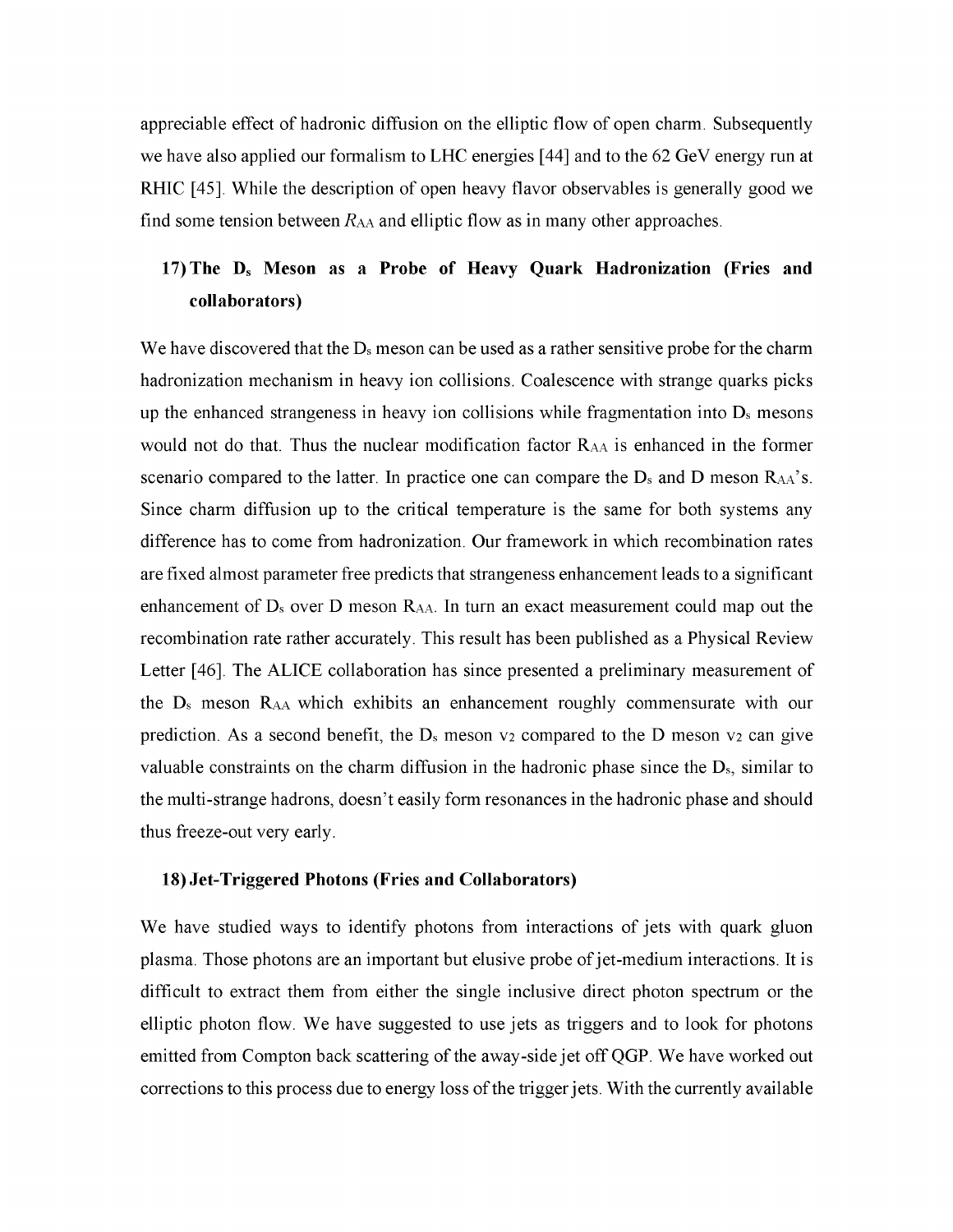appreciable effect of hadronic diffusion on the elliptic flow of open charm. Subsequently we have also applied our formalism to LHC energies [44] and to the 62 GeV energy run at RHIC [45]. While the description of open heavy flavor observables is generally good we find some tension between $R_{AA}$ and elliptic flow as in many other approaches.

## 17) The $D_s$ Meson as a Probe of Heavy Quark Hadronization (Fries and collaborators)

We have discovered that the $D_s$ meson can be used as a rather sensitive probe for the charm hadronization mechanism in heavy ion collisions. Coalescence with strange quarks picks up the enhanced strangeness in heavy ion collisions while fragmentation into $D_s$ mesons would not do that. Thus the nuclear modification factor $R_{AA}$ is enhanced in the former scenario compared to the latter. In practice one can compare the $D_s$ and D meson $R_{AA}$'s. Since charm diffusion up to the critical temperature is the same for both systems any difference has to come from hadronization. Our framework in which recombination rates are fixed almost parameter free predicts that strangeness enhancement leads to a significant enhancement of $D_s$ over D meson $R_{AA}$. In turn an exact measurement could map out the recombination rate rather accurately. This result has been published as a Physical Review Letter [46]. The ALICE collaboration has since presented a preliminary measurement of the $D_s$ meson $R_{AA}$ which exhibits an enhancement roughly commensurate with our prediction. As a second benefit, the $D_s$ meson $v_2$ compared to the D meson $v_2$ can give valuable constraints on the charm diffusion in the hadronic phase since the $D_s$, similar to the multi-strange hadrons, doesn't easily form resonances in the hadronic phase and should thus freeze-out very early.

## 18) Jet-Triggered Photons (Fries and Collaborators)

We have studied ways to identify photons from interactions of jets with quark gluon plasma. Those photons are an important but elusive probe of jet-medium interactions. It is difficult to extract them from either the single inclusive direct photon spectrum or the elliptic photon flow. We have suggested to use jets as triggers and to look for photons emitted from Compton back scattering of the away-side jet off QGP. We have worked out corrections to this process due to energy loss of the trigger jets. With the currently available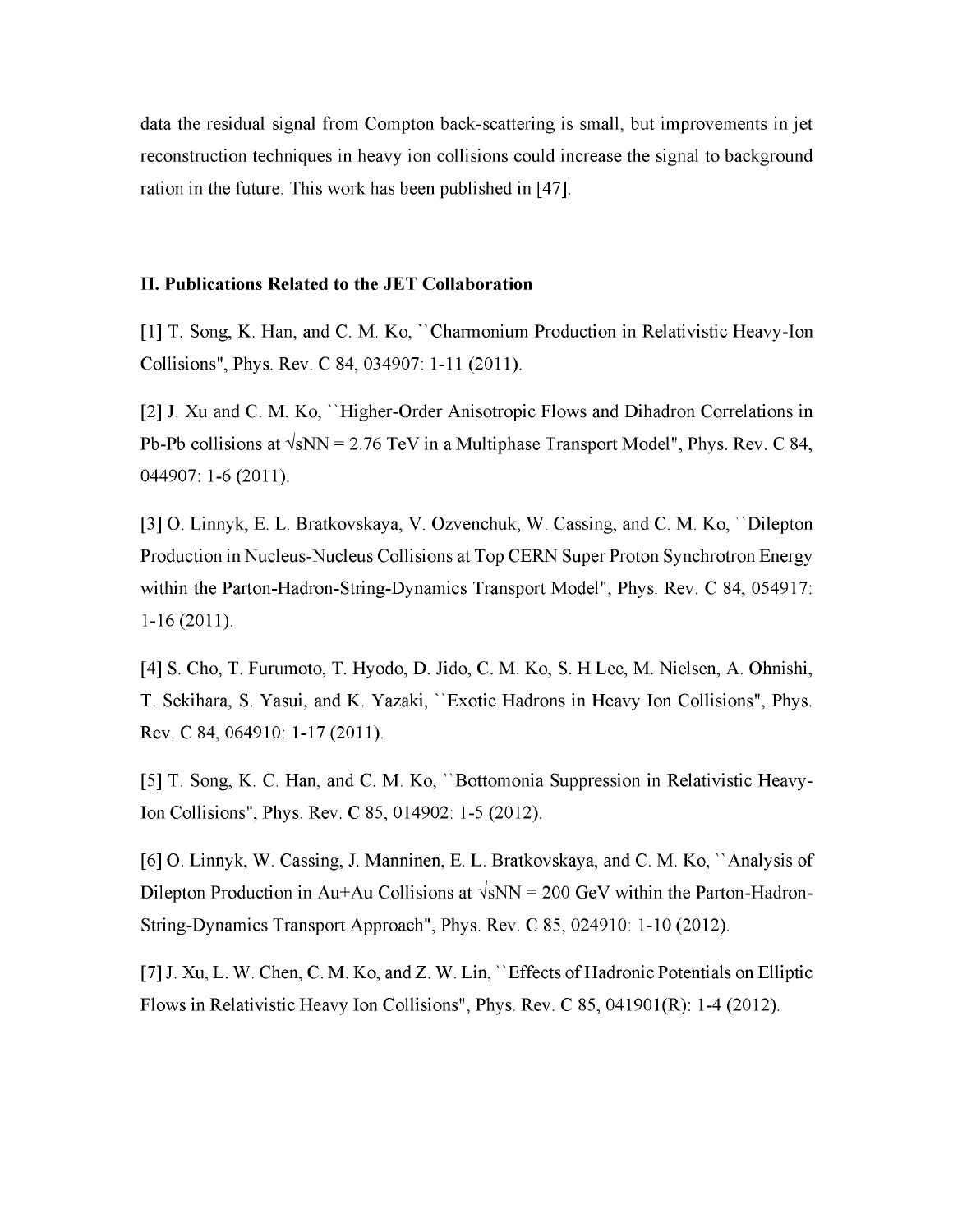data the residual signal from Compton back-scattering is small, but improvements in jet reconstruction techniques in heavy ion collisions could increase the signal to background ration in the future. This work has been published in [47].

## II. Publications Related to the JET Collaboration

[1] T. Song, K. Han, and C. M. Ko, ``Charmonium Production in Relativistic Heavy-Ion Collisions", Phys. Rev. C 84, 034907: 1-11 (2011).

[2] J. Xu and C. M. Ko, ``Higher-Order Anisotropic Flows and Dihadron Correlations in Pb-Pb collisions at $\sqrt{s_{NN}}$ = 2.76 TeV in a Multiphase Transport Model", Phys. Rev. C 84, 044907: 1-6 (2011).

[3] O. Linnyk, E. L. Bratkovskaya, V. Ozvenchuk, W. Cassing, and C. M. Ko, ``Dilepton Production in Nucleus-Nucleus Collisions at Top CERN Super Proton Synchrotron Energy within the Parton-Hadron-String-Dynamics Transport Model", Phys. Rev. C 84, 054917: 1-16 (2011).

[4] S. Cho, T. Furumoto, T. Hyodo, D. Jido, C. M. Ko, S. H Lee, M. Nielsen, A. Ohnishi, T. Sekihara, S. Yasui, and K. Yazaki, ``Exotic Hadrons in Heavy Ion Collisions", Phys. Rev. C 84, 064910: 1-17 (2011).

[5] T. Song, K. C. Han, and C. M. Ko, ``Bottomonia Suppression in Relativistic Heavy-Ion Collisions", Phys. Rev. C 85, 014902: 1-5 (2012).

[6] O. Linnyk, W. Cassing, J. Manninen, E. L. Bratkovskaya, and C. M. Ko, ``Analysis of Dilepton Production in Au+Au Collisions at $\sqrt{s_{NN}}$ = 200 GeV within the Parton-Hadron-String-Dynamics Transport Approach", Phys. Rev. C 85, 024910: 1-10 (2012).

[7] J. Xu, L. W. Chen, C. M. Ko, and Z. W. Lin, ``Effects of Hadronic Potentials on Elliptic Flows in Relativistic Heavy Ion Collisions", Phys. Rev. C 85, 041901(R): 1-4 (2012).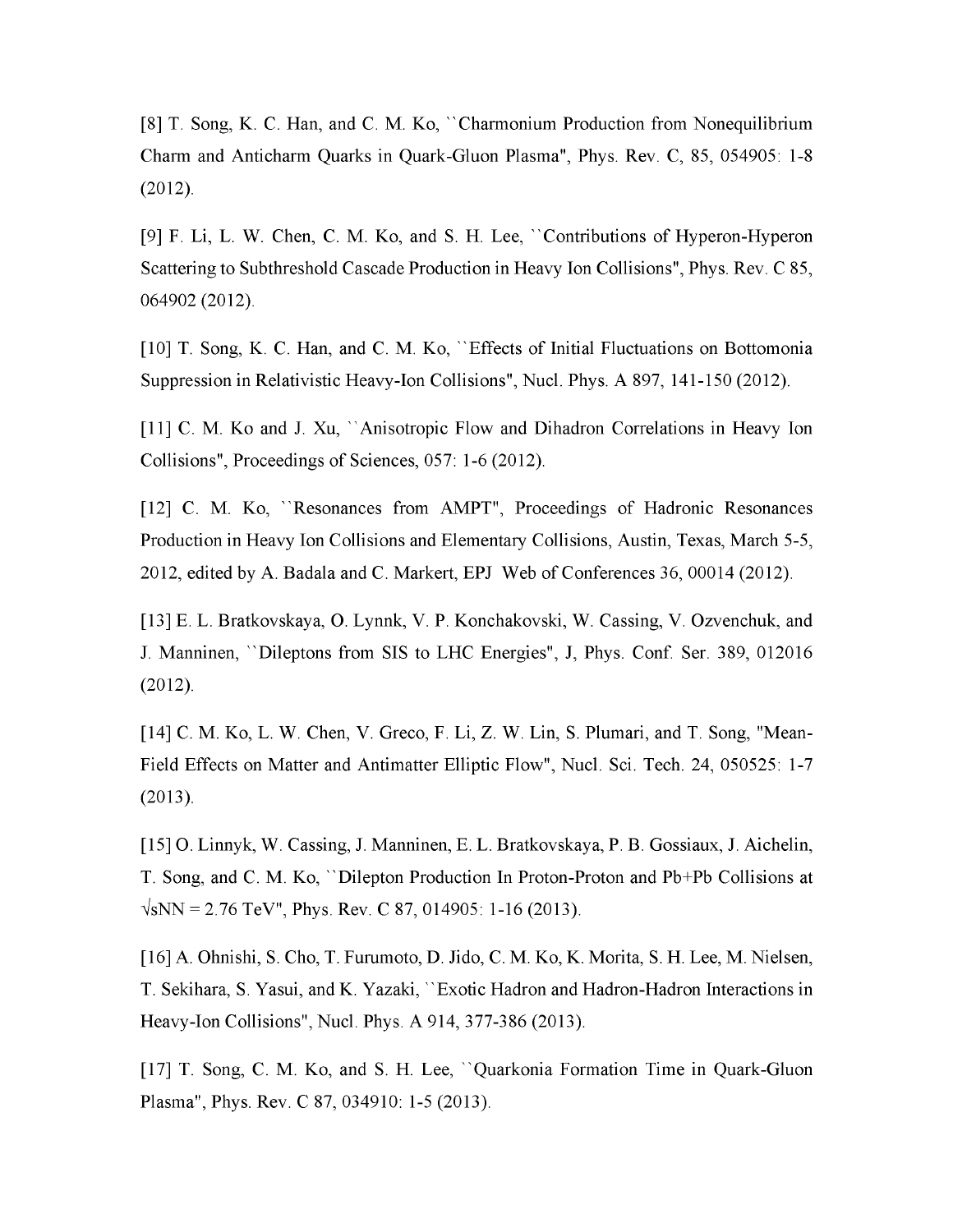[8] T. Song, K. C. Han, and C. M. Ko, ``Charmonium Production from Nonequilibrium Charm and Anticharm Quarks in Quark-Gluon Plasma", Phys. Rev. C, 85, 054905: 1-8 (2012).

[9] F. Li, L. W. Chen, C. M. Ko, and S. H. Lee, ``Contributions of Hyperon-Hyperon Scattering to Subthreshold Cascade Production in Heavy Ion Collisions", Phys. Rev. C 85, 064902 (2012).

[10] T. Song, K. C. Han, and C. M. Ko, ``Effects of Initial Fluctuations on Bottomonia Suppression in Relativistic Heavy-Ion Collisions", Nucl. Phys. A 897, 141-150 (2012).

[11] C. M. Ko and J. Xu, ``Anisotropic Flow and Dihadron Correlations in Heavy Ion Collisions", Proceedings of Sciences, 057: 1-6 (2012).

[12] C. M. Ko, ``Resonances from AMPT", Proceedings of Hadronic Resonances Production in Heavy Ion Collisions and Elementary Collisions, Austin, Texas, March 5-5, 2012, edited by A. Badala and C. Markert, EPJ Web of Conferences 36, 00014 (2012).

[13] E. L. Bratkovskaya, O. Lynnk, V. P. Konchakovski, W. Cassing, V. Ozvenchuk, and J. Manninen, ``Dileptons from SIS to LHC Energies", J, Phys. Conf. Ser. 389, 012016 (2012).

[14] C. M. Ko, L. W. Chen, V. Greco, F. Li, Z. W. Lin, S. Plumari, and T. Song, "Mean-Field Effects on Matter and Antimatter Elliptic Flow", Nucl. Sci. Tech. 24, 050525: 1-7 (2013).

[15] O. Linnyk, W. Cassing, J. Manninen, E. L. Bratkovskaya, P. B. Gossiaux, J. Aichelin, T. Song, and C. M. Ko, ``Dilepton Production In Proton-Proton and Pb+Pb Collisions at √sNN = 2.76 TeV", Phys. Rev. C 87, 014905: 1-16 (2013).

[16] A. Ohnishi, S. Cho, T. Furumoto, D. Jido, C. M. Ko, K. Morita, S. H. Lee, M. Nielsen, T. Sekihara, S. Yasui, and K. Yazaki, ``Exotic Hadron and Hadron-Hadron Interactions in Heavy-Ion Collisions", Nucl. Phys. A 914, 377-386 (2013).

[17] T. Song, C. M. Ko, and S. H. Lee, ``Quarkonia Formation Time in Quark-Gluon Plasma", Phys. Rev. C 87, 034910: 1-5 (2013).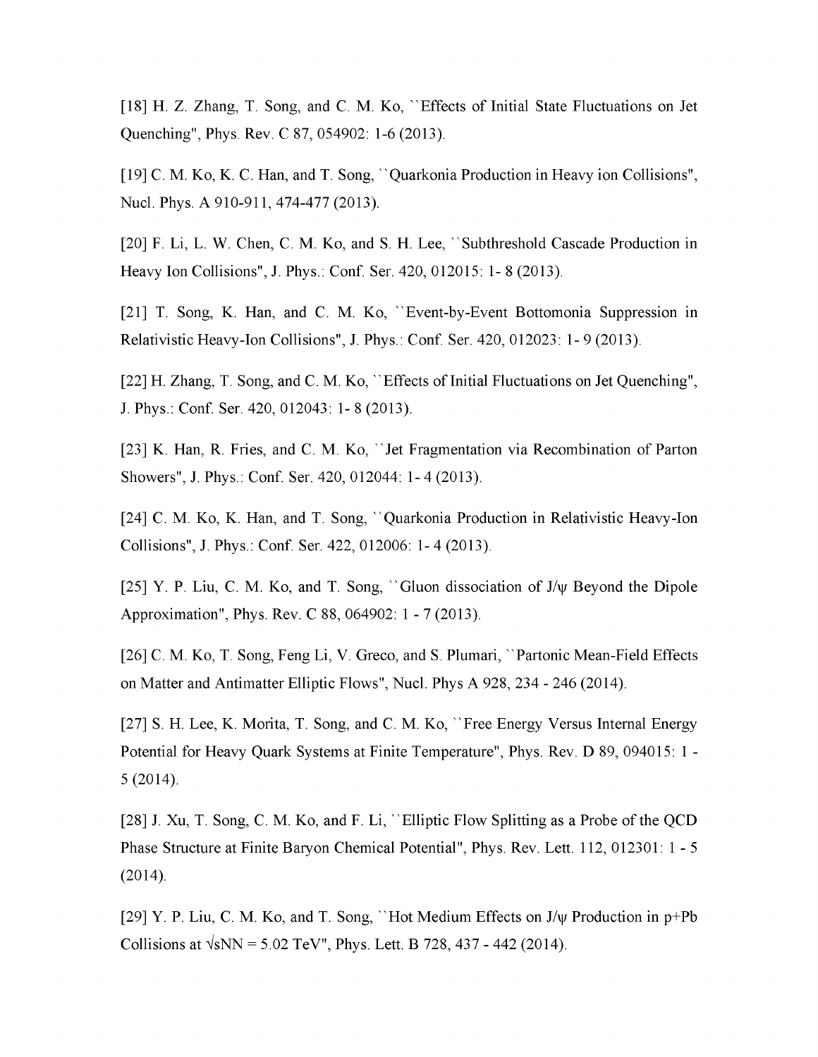[18] H. Z. Zhang, T. Song, and C. M. Ko, ``Effects of Initial State Fluctuations on Jet Quenching", Phys. Rev. C 87, 054902: 1-6 (2013).

[19] C. M. Ko, K. C. Han, and T. Song, ``Quarkonia Production in Heavy ion Collisions", Nucl. Phys. A 910-911, 474-477 (2013).

[20] F. Li, L. W. Chen, C. M. Ko, and S. H. Lee, ``Subthreshold Cascade Production in Heavy Ion Collisions", J. Phys.: Conf. Ser. 420, 012015: 1- 8 (2013).

[21] T. Song, K. Han, and C. M. Ko, ``Event-by-Event Bottomonia Suppression in Relativistic Heavy-Ion Collisions", J. Phys.: Conf. Ser. 420, 012023: 1- 9 (2013).

[22] H. Zhang, T. Song, and C. M. Ko, ``Effects of Initial Fluctuations on Jet Quenching", J. Phys.: Conf. Ser. 420, 012043: 1- 8 (2013).

[23] K. Han, R. Fries, and C. M. Ko, ``Jet Fragmentation via Recombination of Parton Showers", J. Phys.: Conf. Ser. 420, 012044: 1- 4 (2013).

[24] C. M. Ko, K. Han, and T. Song, ``Quarkonia Production in Relativistic Heavy-Ion Collisions", J. Phys.: Conf. Ser. 422, 012006: 1- 4 (2013).

[25] Y. P. Liu, C. M. Ko, and T. Song, ``Gluon dissociation of $J/\psi$ Beyond the Dipole Approximation", Phys. Rev. C 88, 064902: 1 - 7 (2013).

[26] C. M. Ko, T. Song, Feng Li, V. Greco, and S. Plumari, ``Partonic Mean-Field Effects on Matter and Antimatter Elliptic Flows", Nucl. Phys A 928, 234 - 246 (2014).

[27] S. H. Lee, K. Morita, T. Song, and C. M. Ko, ``Free Energy Versus Internal Energy Potential for Heavy Quark Systems at Finite Temperature", Phys. Rev. D 89, 094015: 1 - 5 (2014).

[28] J. Xu, T. Song, C. M. Ko, and F. Li, ``Elliptic Flow Splitting as a Probe of the QCD Phase Structure at Finite Baryon Chemical Potential", Phys. Rev. Lett. 112, 012301: 1 - 5 (2014).

[29] Y. P. Liu, C. M. Ko, and T. Song, ``Hot Medium Effects on $J/\psi$ Production in p+Pb Collisions at $\sqrt{s_{NN}} = 5.02$ TeV", Phys. Lett. B 728, 437 - 442 (2014).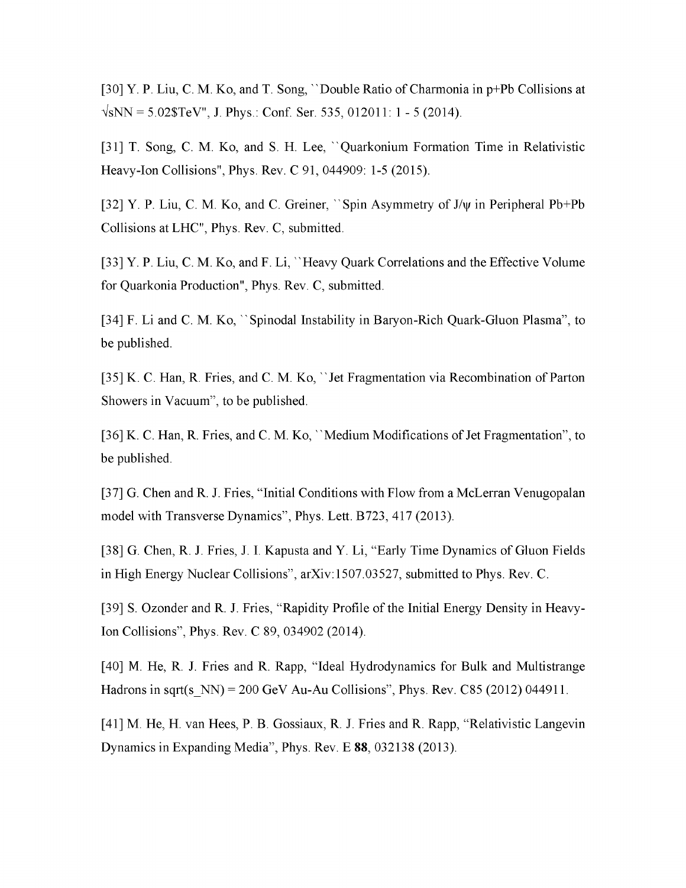[30] Y. P. Liu, C. M. Ko, and T. Song, ``Double Ratio of Charmonia in p+Pb Collisions at $\sqrt{s_{NN}}$ = 5.02$TeV", J. Phys.: Conf. Ser. 535, 012011: 1 - 5 (2014).

[31] T. Song, C. M. Ko, and S. H. Lee, ``Quarkonium Formation Time in Relativistic Heavy-Ion Collisions", Phys. Rev. C 91, 044909: 1-5 (2015).

[32] Y. P. Liu, C. M. Ko, and C. Greiner, ``Spin Asymmetry of $J/\psi$ in Peripheral Pb+Pb Collisions at LHC", Phys. Rev. C, submitted.

[33] Y. P. Liu, C. M. Ko, and F. Li, ``Heavy Quark Correlations and the Effective Volume for Quarkonia Production", Phys. Rev. C, submitted.

[34] F. Li and C. M. Ko, ``Spinodal Instability in Baryon-Rich Quark-Gluon Plasma", to be published.

[35] K. C. Han, R. Fries, and C. M. Ko, ``Jet Fragmentation via Recombination of Parton Showers in Vacuum", to be published.

[36] K. C. Han, R. Fries, and C. M. Ko, ``Medium Modifications of Jet Fragmentation", to be published.

[37] G. Chen and R. J. Fries, "Initial Conditions with Flow from a McLerran Venugopalan model with Transverse Dynamics", Phys. Lett. B723, 417 (2013).

[38] G. Chen, R. J. Fries, J. I. Kapusta and Y. Li, "Early Time Dynamics of Gluon Fields in High Energy Nuclear Collisions", arXiv:1507.03527, submitted to Phys. Rev. C.

[39] S. Ozonder and R. J. Fries, "Rapidity Profile of the Initial Energy Density in Heavy-Ion Collisions", Phys. Rev. C 89, 034902 (2014).

[40] M. He, R. J. Fries and R. Rapp, "Ideal Hydrodynamics for Bulk and Multistrange Hadrons in sqrt(s_NN) = 200 GeV Au-Au Collisions", Phys. Rev. C85 (2012) 044911.

[41] M. He, H. van Hees, P. B. Gossiaux, R. J. Fries and R. Rapp, "Relativistic Langevin Dynamics in Expanding Media", Phys. Rev. E **88**, 032138 (2013).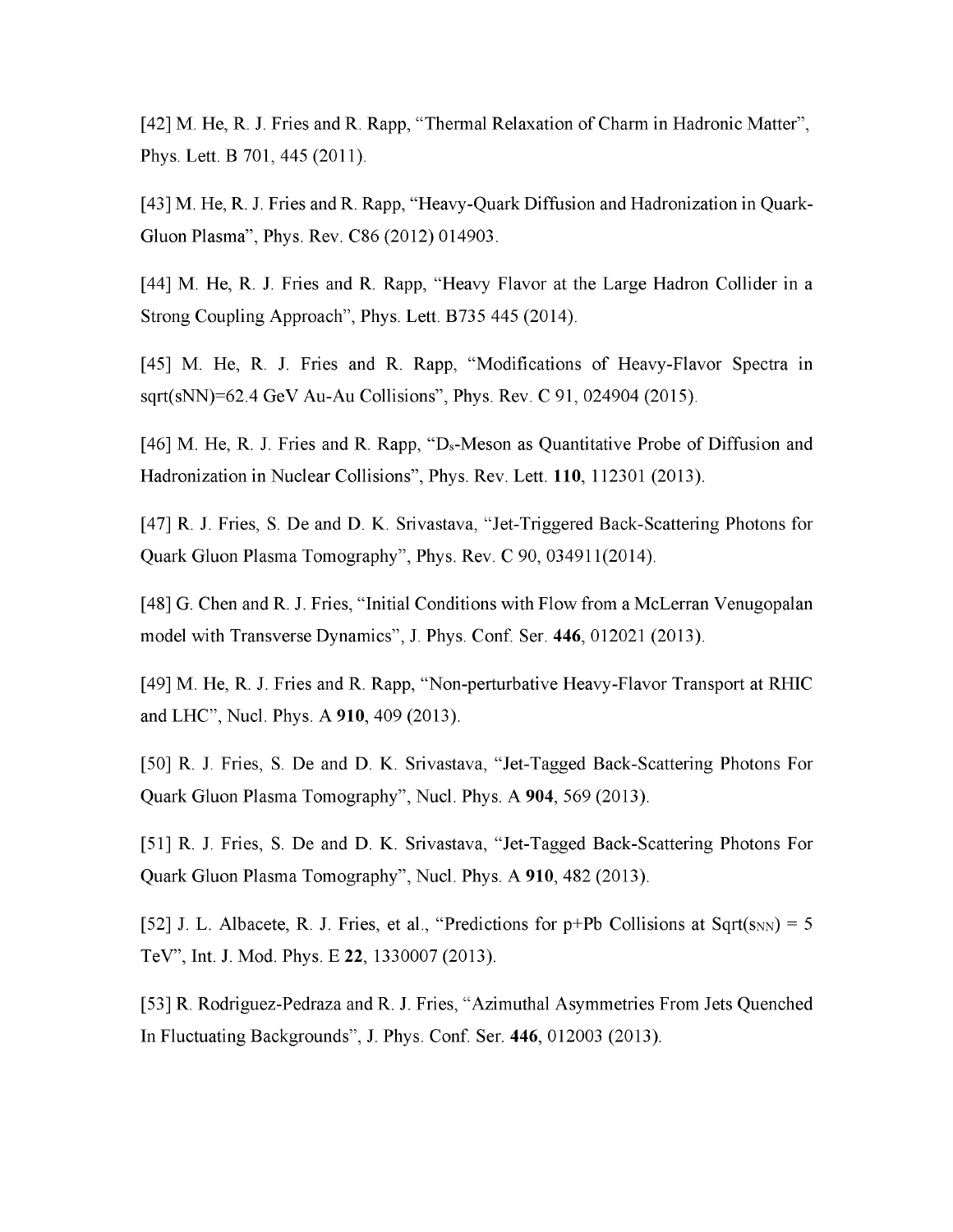[42] M. He, R. J. Fries and R. Rapp, "Thermal Relaxation of Charm in Hadronic Matter", Phys. Lett. B 701, 445 (2011).

[43] M. He, R. J. Fries and R. Rapp, "Heavy-Quark Diffusion and Hadronization in Quark-Gluon Plasma", Phys. Rev. C86 (2012) 014903.

[44] M. He, R. J. Fries and R. Rapp, "Heavy Flavor at the Large Hadron Collider in a Strong Coupling Approach", Phys. Lett. B735 445 (2014).

[45] M. He, R. J. Fries and R. Rapp, "Modifications of Heavy-Flavor Spectra in sqrt(sNN)=62.4 GeV Au-Au Collisions", Phys. Rev. C 91, 024904 (2015).

[46] M. He, R. J. Fries and R. Rapp, "$D_s$-Meson as Quantitative Probe of Diffusion and Hadronization in Nuclear Collisions", Phys. Rev. Lett. **110**, 112301 (2013).

[47] R. J. Fries, S. De and D. K. Srivastava, "Jet-Triggered Back-Scattering Photons for Quark Gluon Plasma Tomography", Phys. Rev. C 90, 034911(2014).

[48] G. Chen and R. J. Fries, "Initial Conditions with Flow from a McLerran Venugopalan model with Transverse Dynamics", J. Phys. Conf. Ser. **446**, 012021 (2013).

[49] M. He, R. J. Fries and R. Rapp, "Non-perturbative Heavy-Flavor Transport at RHIC and LHC", Nucl. Phys. A **910**, 409 (2013).

[50] R. J. Fries, S. De and D. K. Srivastava, "Jet-Tagged Back-Scattering Photons For Quark Gluon Plasma Tomography", Nucl. Phys. A **904**, 569 (2013).

[51] R. J. Fries, S. De and D. K. Srivastava, "Jet-Tagged Back-Scattering Photons For Quark Gluon Plasma Tomography", Nucl. Phys. A **910**, 482 (2013).

[52] J. L. Albacete, R. J. Fries, et al., "Predictions for p+Pb Collisions at Sqrt($s_{NN}$) = 5 TeV", Int. J. Mod. Phys. E **22**, 1330007 (2013).

[53] R. Rodriguez-Pedraza and R. J. Fries, "Azimuthal Asymmetries From Jets Quenched In Fluctuating Backgrounds", J. Phys. Conf. Ser. **446**, 012003 (2013).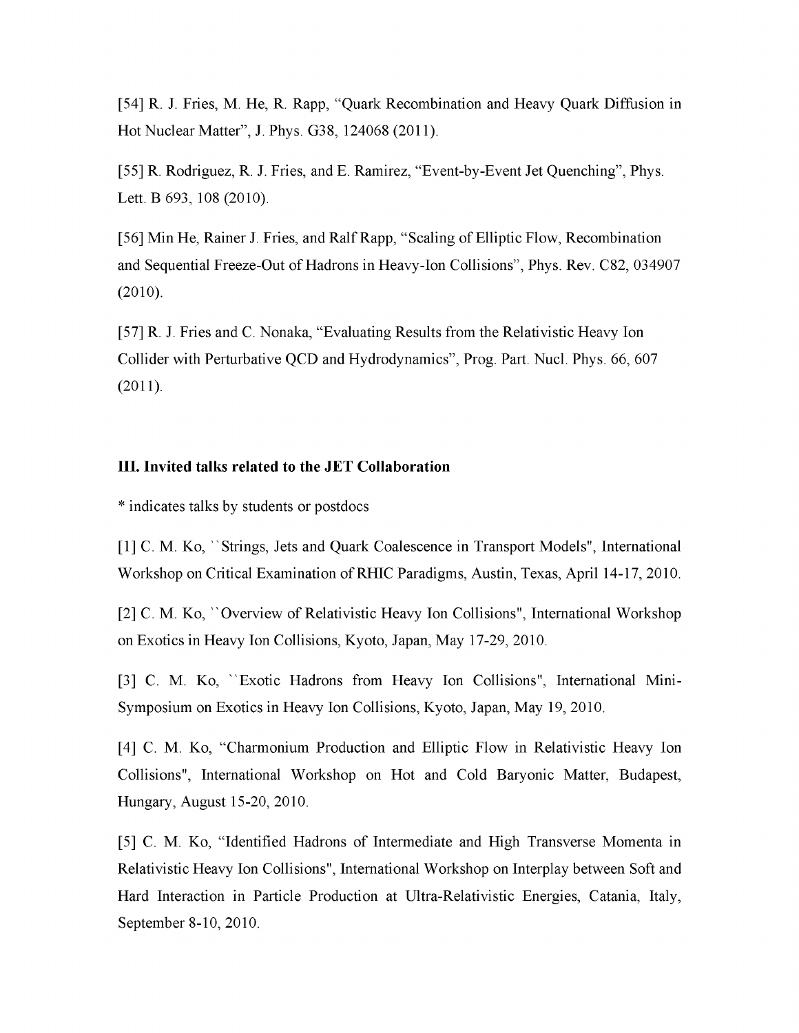[54] R. J. Fries, M. He, R. Rapp, “Quark Recombination and Heavy Quark Diffusion in Hot Nuclear Matter”, J. Phys. G38, 124068 (2011).

[55] R. Rodriguez, R. J. Fries, and E. Ramirez, “Event-by-Event Jet Quenching”, Phys. Lett. B 693, 108 (2010).

[56] Min He, Rainer J. Fries, and Ralf Rapp, “Scaling of Elliptic Flow, Recombination and Sequential Freeze-Out of Hadrons in Heavy-Ion Collisions”, Phys. Rev. C82, 034907 (2010).

[57] R. J. Fries and C. Nonaka, “Evaluating Results from the Relativistic Heavy Ion Collider with Perturbative QCD and Hydrodynamics”, Prog. Part. Nucl. Phys. 66, 607 (2011).

### III. Invited talks related to the JET Collaboration

* indicates talks by students or postdocs

[1] C. M. Ko, ``Strings, Jets and Quark Coalescence in Transport Models", International Workshop on Critical Examination of RHIC Paradigms, Austin, Texas, April 14-17, 2010.

[2] C. M. Ko, ``Overview of Relativistic Heavy Ion Collisions", International Workshop on Exotics in Heavy Ion Collisions, Kyoto, Japan, May 17-29, 2010.

[3] C. M. Ko, ``Exotic Hadrons from Heavy Ion Collisions", International Mini-Symposium on Exotics in Heavy Ion Collisions, Kyoto, Japan, May 19, 2010.

[4] C. M. Ko, “Charmonium Production and Elliptic Flow in Relativistic Heavy Ion Collisions", International Workshop on Hot and Cold Baryonic Matter, Budapest, Hungary, August 15-20, 2010.

[5] C. M. Ko, “Identified Hadrons of Intermediate and High Transverse Momenta in Relativistic Heavy Ion Collisions", International Workshop on Interplay between Soft and Hard Interaction in Particle Production at Ultra-Relativistic Energies, Catania, Italy, September 8-10, 2010.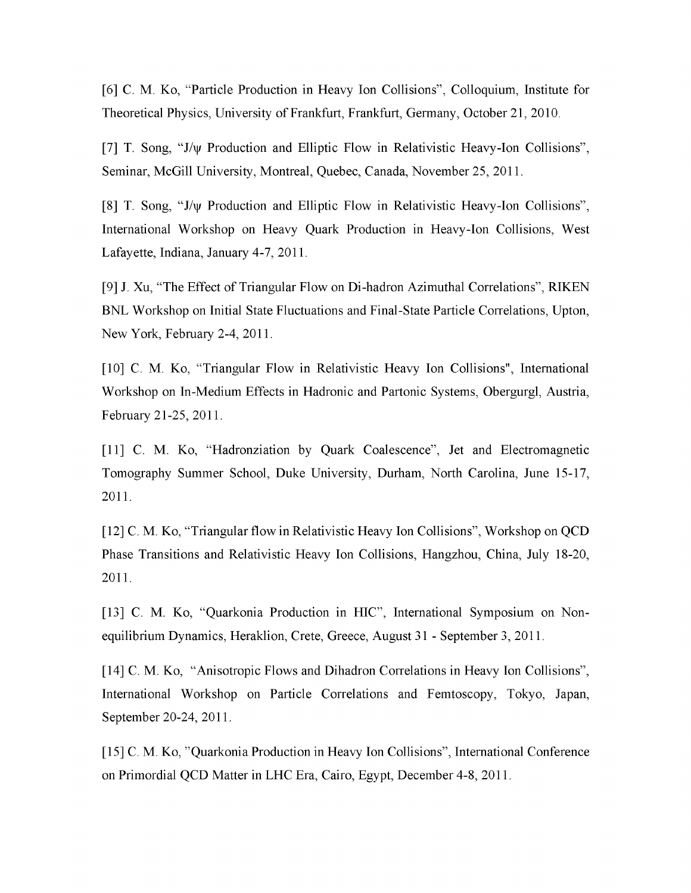[6] C. M. Ko, "Particle Production in Heavy Ion Collisions", Colloquium, Institute for Theoretical Physics, University of Frankfurt, Frankfurt, Germany, October 21, 2010.

[7] T. Song, "J/ψ Production and Elliptic Flow in Relativistic Heavy-Ion Collisions", Seminar, McGill University, Montreal, Quebec, Canada, November 25, 2011.

[8] T. Song, "J/ψ Production and Elliptic Flow in Relativistic Heavy-Ion Collisions", International Workshop on Heavy Quark Production in Heavy-Ion Collisions, West Lafayette, Indiana, January 4-7, 2011.

[9] J. Xu, "The Effect of Triangular Flow on Di-hadron Azimuthal Correlations", RIKEN BNL Workshop on Initial State Fluctuations and Final-State Particle Correlations, Upton, New York, February 2-4, 2011.

[10] C. M. Ko, "Triangular Flow in Relativistic Heavy Ion Collisions", International Workshop on In-Medium Effects in Hadronic and Partonic Systems, Obergurgl, Austria, February 21-25, 2011.

[11] C. M. Ko, "Hadronziation by Quark Coalescence", Jet and Electromagnetic Tomography Summer School, Duke University, Durham, North Carolina, June 15-17, 2011.

[12] C. M. Ko, "Triangular flow in Relativistic Heavy Ion Collisions", Workshop on QCD Phase Transitions and Relativistic Heavy Ion Collisions, Hangzhou, China, July 18-20, 2011.

[13] C. M. Ko, "Quarkonia Production in HIC", International Symposium on Non-equilibrium Dynamics, Heraklion, Crete, Greece, August 31 - September 3, 2011.

[14] C. M. Ko, "Anisotropic Flows and Dihadron Correlations in Heavy Ion Collisions", International Workshop on Particle Correlations and Femtoscopy, Tokyo, Japan, September 20-24, 2011.

[15] C. M. Ko, "Quarkonia Production in Heavy Ion Collisions", International Conference on Primordial QCD Matter in LHC Era, Cairo, Egypt, December 4-8, 2011.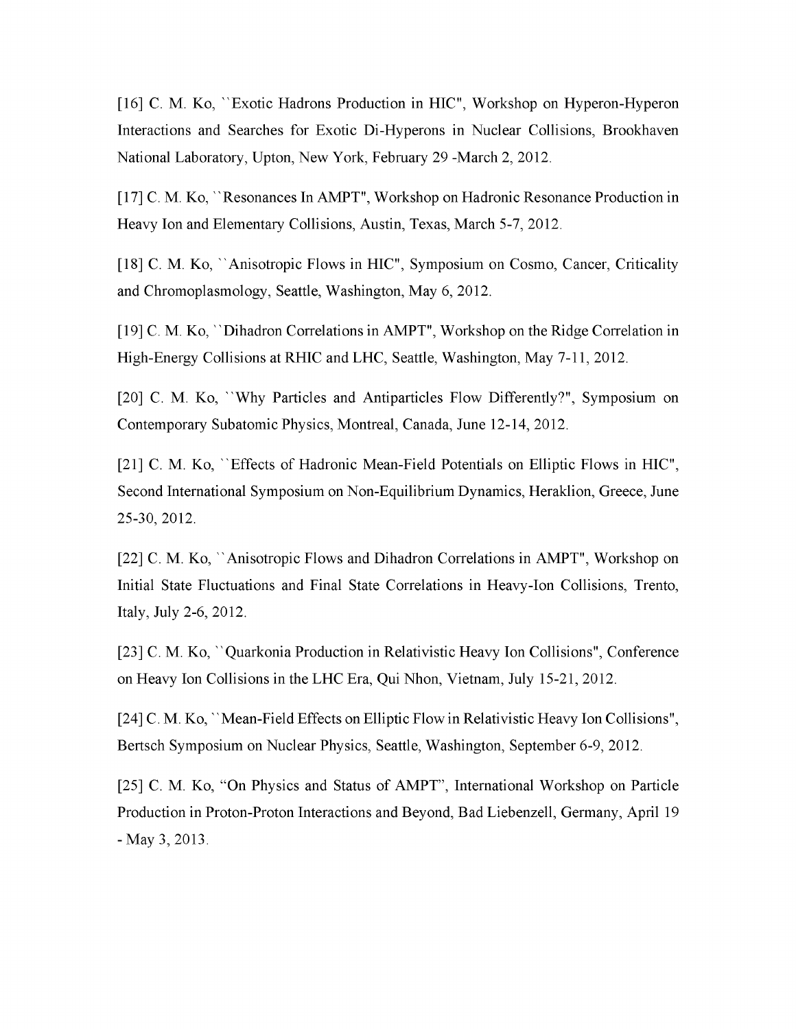[16] C. M. Ko, ``Exotic Hadrons Production in HIC", Workshop on Hyperon-Hyperon Interactions and Searches for Exotic Di-Hyperons in Nuclear Collisions, Brookhaven National Laboratory, Upton, New York, February 29 -March 2, 2012.

[17] C. M. Ko, ``Resonances In AMPT", Workshop on Hadronic Resonance Production in Heavy Ion and Elementary Collisions, Austin, Texas, March 5-7, 2012.

[18] C. M. Ko, ``Anisotropic Flows in HIC", Symposium on Cosmo, Cancer, Criticality and Chromoplasmology, Seattle, Washington, May 6, 2012.

[19] C. M. Ko, ``Dihadron Correlations in AMPT", Workshop on the Ridge Correlation in High-Energy Collisions at RHIC and LHC, Seattle, Washington, May 7-11, 2012.

[20] C. M. Ko, ``Why Particles and Antiparticles Flow Differently?", Symposium on Contemporary Subatomic Physics, Montreal, Canada, June 12-14, 2012.

[21] C. M. Ko, ``Effects of Hadronic Mean-Field Potentials on Elliptic Flows in HIC", Second International Symposium on Non-Equilibrium Dynamics, Heraklion, Greece, June 25-30, 2012.

[22] C. M. Ko, ``Anisotropic Flows and Dihadron Correlations in AMPT", Workshop on Initial State Fluctuations and Final State Correlations in Heavy-Ion Collisions, Trento, Italy, July 2-6, 2012.

[23] C. M. Ko, ``Quarkonia Production in Relativistic Heavy Ion Collisions", Conference on Heavy Ion Collisions in the LHC Era, Qui Nhon, Vietnam, July 15-21, 2012.

[24] C. M. Ko, ``Mean-Field Effects on Elliptic Flow in Relativistic Heavy Ion Collisions", Bertsch Symposium on Nuclear Physics, Seattle, Washington, September 6-9, 2012.

[25] C. M. Ko, "On Physics and Status of AMPT", International Workshop on Particle Production in Proton-Proton Interactions and Beyond, Bad Liebenzell, Germany, April 19 - May 3, 2013.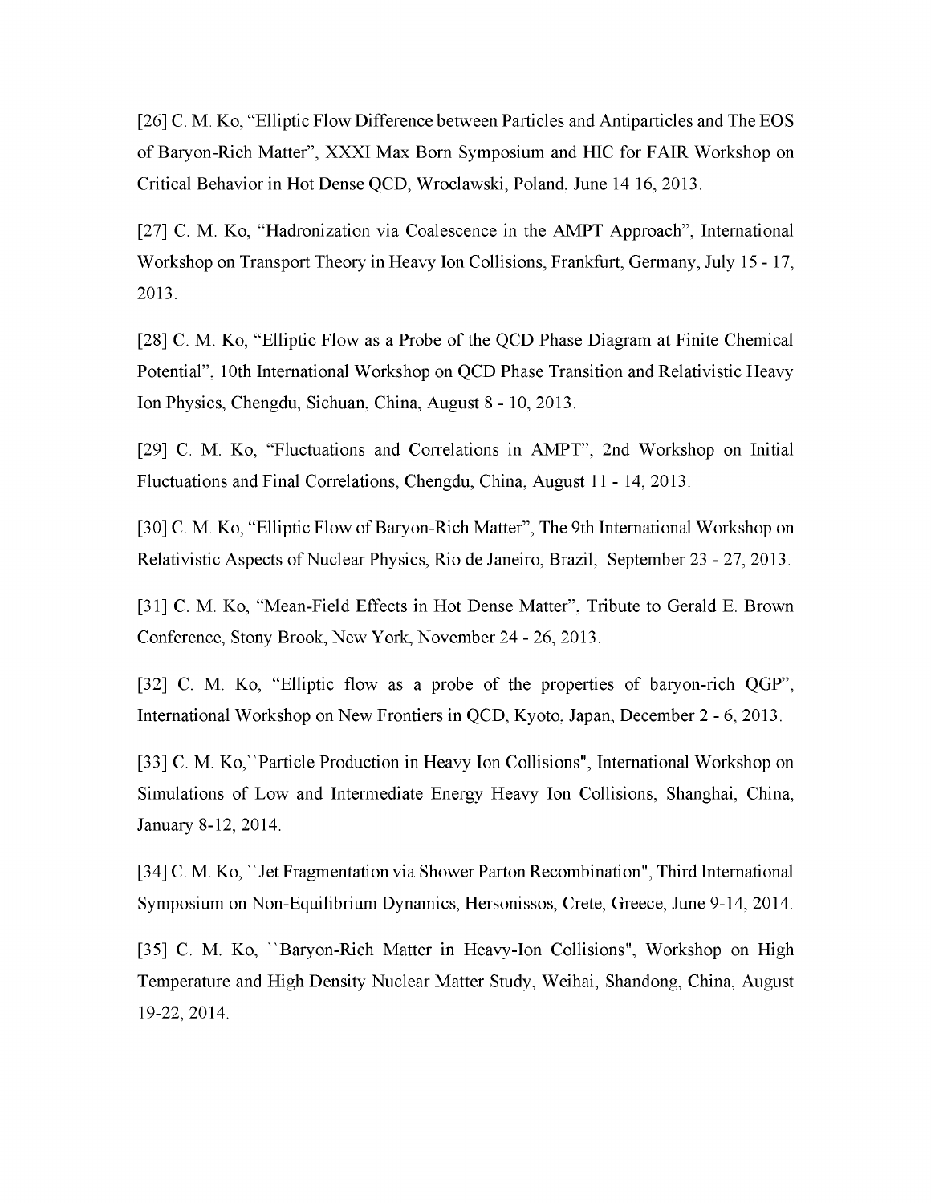[26] C. M. Ko, “Elliptic Flow Difference between Particles and Antiparticles and The EOS of Baryon-Rich Matter”, XXXI Max Born Symposium and HIC for FAIR Workshop on Critical Behavior in Hot Dense QCD, Wroclawski, Poland, June 14 16, 2013.

[27] C. M. Ko, “Hadronization via Coalescence in the AMPT Approach”, International Workshop on Transport Theory in Heavy Ion Collisions, Frankfurt, Germany, July 15 - 17, 2013.

[28] C. M. Ko, “Elliptic Flow as a Probe of the QCD Phase Diagram at Finite Chemical Potential”, 10th International Workshop on QCD Phase Transition and Relativistic Heavy Ion Physics, Chengdu, Sichuan, China, August 8 - 10, 2013.

[29] C. M. Ko, “Fluctuations and Correlations in AMPT”, 2nd Workshop on Initial Fluctuations and Final Correlations, Chengdu, China, August 11 - 14, 2013.

[30] C. M. Ko, “Elliptic Flow of Baryon-Rich Matter”, The 9th International Workshop on Relativistic Aspects of Nuclear Physics, Rio de Janeiro, Brazil, September 23 - 27, 2013.

[31] C. M. Ko, “Mean-Field Effects in Hot Dense Matter”, Tribute to Gerald E. Brown Conference, Stony Brook, New York, November 24 - 26, 2013.

[32] C. M. Ko, “Elliptic flow as a probe of the properties of baryon-rich QGP”, International Workshop on New Frontiers in QCD, Kyoto, Japan, December 2 - 6, 2013.

[33] C. M. Ko,``Particle Production in Heavy Ion Collisions", International Workshop on Simulations of Low and Intermediate Energy Heavy Ion Collisions, Shanghai, China, January 8-12, 2014.

[34] C. M. Ko, ``Jet Fragmentation via Shower Parton Recombination", Third International Symposium on Non-Equilibrium Dynamics, Hersonissos, Crete, Greece, June 9-14, 2014.

[35] C. M. Ko, ``Baryon-Rich Matter in Heavy-Ion Collisions", Workshop on High Temperature and High Density Nuclear Matter Study, Weihai, Shandong, China, August 19-22, 2014.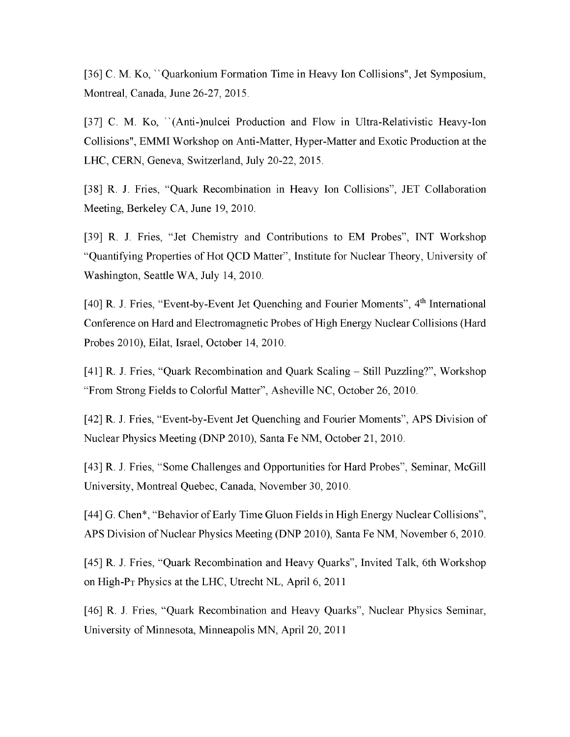[36] C. M. Ko, ``Quarkonium Formation Time in Heavy Ion Collisions", Jet Symposium, Montreal, Canada, June 26-27, 2015.

[37] C. M. Ko, ``(Anti-)nulcei Production and Flow in Ultra-Relativistic Heavy-Ion Collisions", EMMI Workshop on Anti-Matter, Hyper-Matter and Exotic Production at the LHC, CERN, Geneva, Switzerland, July 20-22, 2015.

[38] R. J. Fries, "Quark Recombination in Heavy Ion Collisions", JET Collaboration Meeting, Berkeley CA, June 19, 2010.

[39] R. J. Fries, "Jet Chemistry and Contributions to EM Probes", INT Workshop "Quantifying Properties of Hot QCD Matter", Institute for Nuclear Theory, University of Washington, Seattle WA, July 14, 2010.

[40] R. J. Fries, "Event-by-Event Jet Quenching and Fourier Moments", 4th International Conference on Hard and Electromagnetic Probes of High Energy Nuclear Collisions (Hard Probes 2010), Eilat, Israel, October 14, 2010.

[41] R. J. Fries, "Quark Recombination and Quark Scaling – Still Puzzling?", Workshop "From Strong Fields to Colorful Matter", Asheville NC, October 26, 2010.

[42] R. J. Fries, "Event-by-Event Jet Quenching and Fourier Moments", APS Division of Nuclear Physics Meeting (DNP 2010), Santa Fe NM, October 21, 2010.

[43] R. J. Fries, "Some Challenges and Opportunities for Hard Probes", Seminar, McGill University, Montreal Quebec, Canada, November 30, 2010.

[44] G. Chen*, "Behavior of Early Time Gluon Fields in High Energy Nuclear Collisions", APS Division of Nuclear Physics Meeting (DNP 2010), Santa Fe NM, November 6, 2010.

[45] R. J. Fries, "Quark Recombination and Heavy Quarks", Invited Talk, 6th Workshop on High-$P_T$ Physics at the LHC, Utrecht NL, April 6, 2011

[46] R. J. Fries, "Quark Recombination and Heavy Quarks", Nuclear Physics Seminar, University of Minnesota, Minneapolis MN, April 20, 2011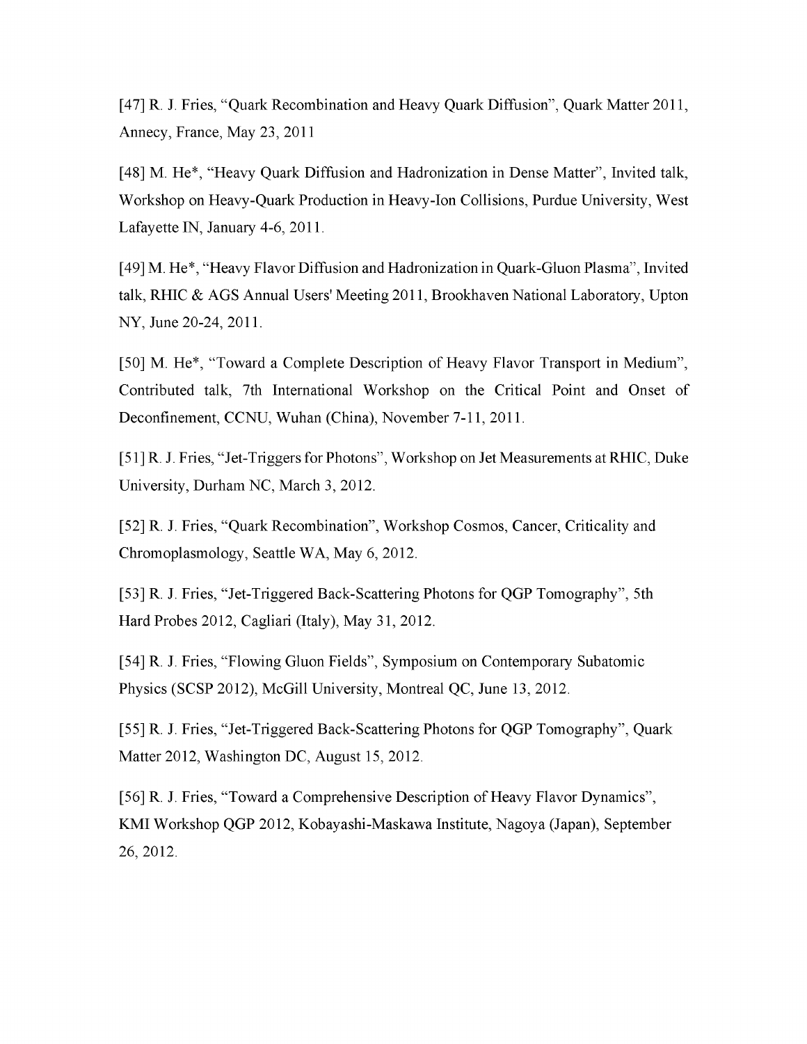[47] R. J. Fries, “Quark Recombination and Heavy Quark Diffusion”, Quark Matter 2011, Annecy, France, May 23, 2011

[48] M. He*, “Heavy Quark Diffusion and Hadronization in Dense Matter”, Invited talk, Workshop on Heavy-Quark Production in Heavy-Ion Collisions, Purdue University, West Lafayette IN, January 4-6, 2011.

[49] M. He*, “Heavy Flavor Diffusion and Hadronization in Quark-Gluon Plasma”, Invited talk, RHIC & AGS Annual Users' Meeting 2011, Brookhaven National Laboratory, Upton NY, June 20-24, 2011.

[50] M. He*, “Toward a Complete Description of Heavy Flavor Transport in Medium”, Contributed talk, 7th International Workshop on the Critical Point and Onset of Deconfinement, CCNU, Wuhan (China), November 7-11, 2011.

[51] R. J. Fries, “Jet-Triggers for Photons”, Workshop on Jet Measurements at RHIC, Duke University, Durham NC, March 3, 2012.

[52] R. J. Fries, “Quark Recombination”, Workshop Cosmos, Cancer, Criticality and Chromoplasmology, Seattle WA, May 6, 2012.

[53] R. J. Fries, “Jet-Triggered Back-Scattering Photons for QGP Tomography”, 5th Hard Probes 2012, Cagliari (Italy), May 31, 2012.

[54] R. J. Fries, “Flowing Gluon Fields”, Symposium on Contemporary Subatomic Physics (SCSP 2012), McGill University, Montreal QC, June 13, 2012.

[55] R. J. Fries, “Jet-Triggered Back-Scattering Photons for QGP Tomography”, Quark Matter 2012, Washington DC, August 15, 2012.

[56] R. J. Fries, “Toward a Comprehensive Description of Heavy Flavor Dynamics”, KMI Workshop QGP 2012, Kobayashi-Maskawa Institute, Nagoya (Japan), September 26, 2012.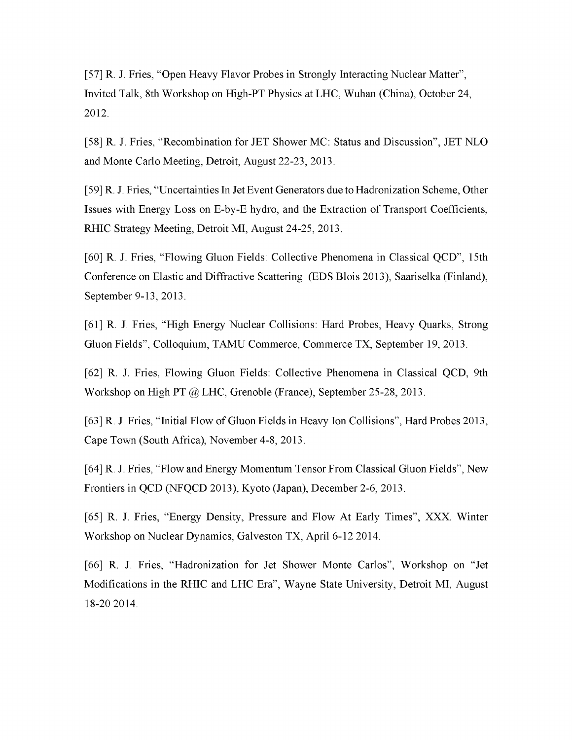[57] R. J. Fries, “Open Heavy Flavor Probes in Strongly Interacting Nuclear Matter”, Invited Talk, 8th Workshop on High-PT Physics at LHC, Wuhan (China), October 24, 2012.

[58] R. J. Fries, “Recombination for JET Shower MC: Status and Discussion”, JET NLO and Monte Carlo Meeting, Detroit, August 22-23, 2013.

[59] R. J. Fries, “Uncertainties In Jet Event Generators due to Hadronization Scheme, Other Issues with Energy Loss on E-by-E hydro, and the Extraction of Transport Coefficients, RHIC Strategy Meeting, Detroit MI, August 24-25, 2013.

[60] R. J. Fries, “Flowing Gluon Fields: Collective Phenomena in Classical QCD”, 15th Conference on Elastic and Diffractive Scattering (EDS Blois 2013), Saariselka (Finland), September 9-13, 2013.

[61] R. J. Fries, “High Energy Nuclear Collisions: Hard Probes, Heavy Quarks, Strong Gluon Fields”, Colloquium, TAMU Commerce, Commerce TX, September 19, 2013.

[62] R. J. Fries, Flowing Gluon Fields: Collective Phenomena in Classical QCD, 9th Workshop on High PT @ LHC, Grenoble (France), September 25-28, 2013.

[63] R. J. Fries, “Initial Flow of Gluon Fields in Heavy Ion Collisions”, Hard Probes 2013, Cape Town (South Africa), November 4-8, 2013.

[64] R. J. Fries, “Flow and Energy Momentum Tensor From Classical Gluon Fields”, New Frontiers in QCD (NFQCD 2013), Kyoto (Japan), December 2-6, 2013.

[65] R. J. Fries, “Energy Density, Pressure and Flow At Early Times”, XXX. Winter Workshop on Nuclear Dynamics, Galveston TX, April 6-12 2014.

[66] R. J. Fries, “Hadronization for Jet Shower Monte Carlos”, Workshop on “Jet Modifications in the RHIC and LHC Era”, Wayne State University, Detroit MI, August 18-20 2014.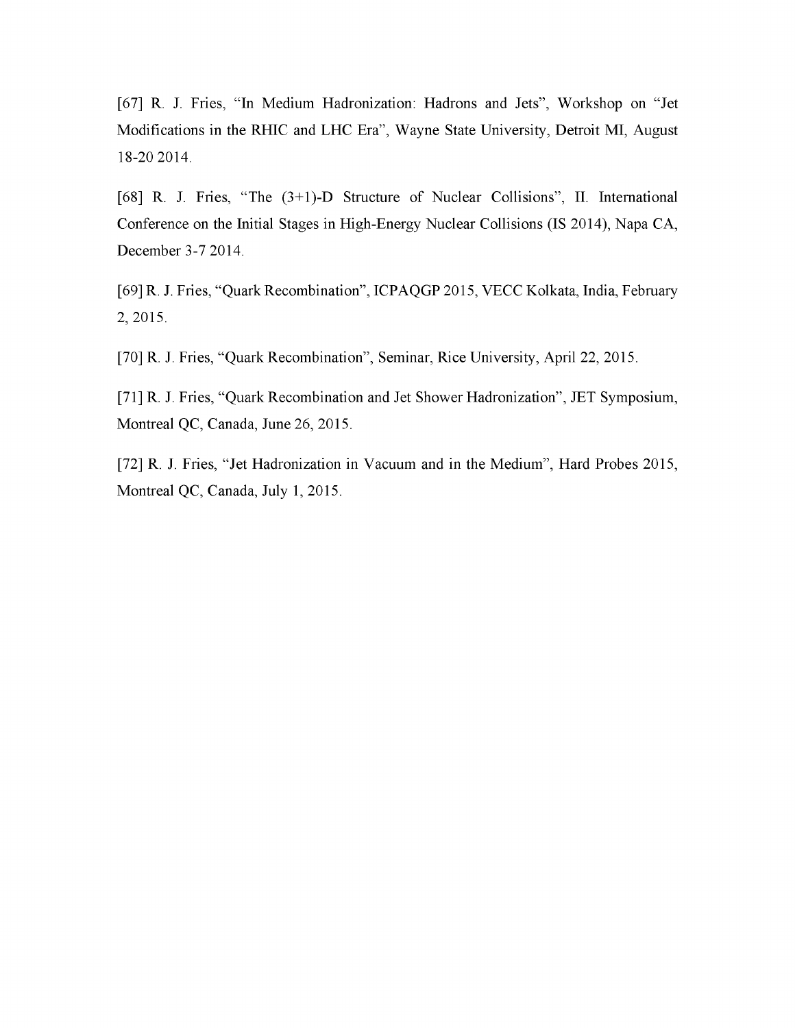[67] R. J. Fries, "In Medium Hadronization: Hadrons and Jets", Workshop on "Jet Modifications in the RHIC and LHC Era", Wayne State University, Detroit MI, August 18-20 2014.

[68] R. J. Fries, "The (3+1)-D Structure of Nuclear Collisions", II. International Conference on the Initial Stages in High-Energy Nuclear Collisions (IS 2014), Napa CA, December 3-7 2014.

[69] R. J. Fries, "Quark Recombination", ICPAQGP 2015, VECC Kolkata, India, February 2, 2015.

[70] R. J. Fries, "Quark Recombination", Seminar, Rice University, April 22, 2015.

[71] R. J. Fries, "Quark Recombination and Jet Shower Hadronization", JET Symposium, Montreal QC, Canada, June 26, 2015.

[72] R. J. Fries, "Jet Hadronization in Vacuum and in the Medium", Hard Probes 2015, Montreal QC, Canada, July 1, 2015.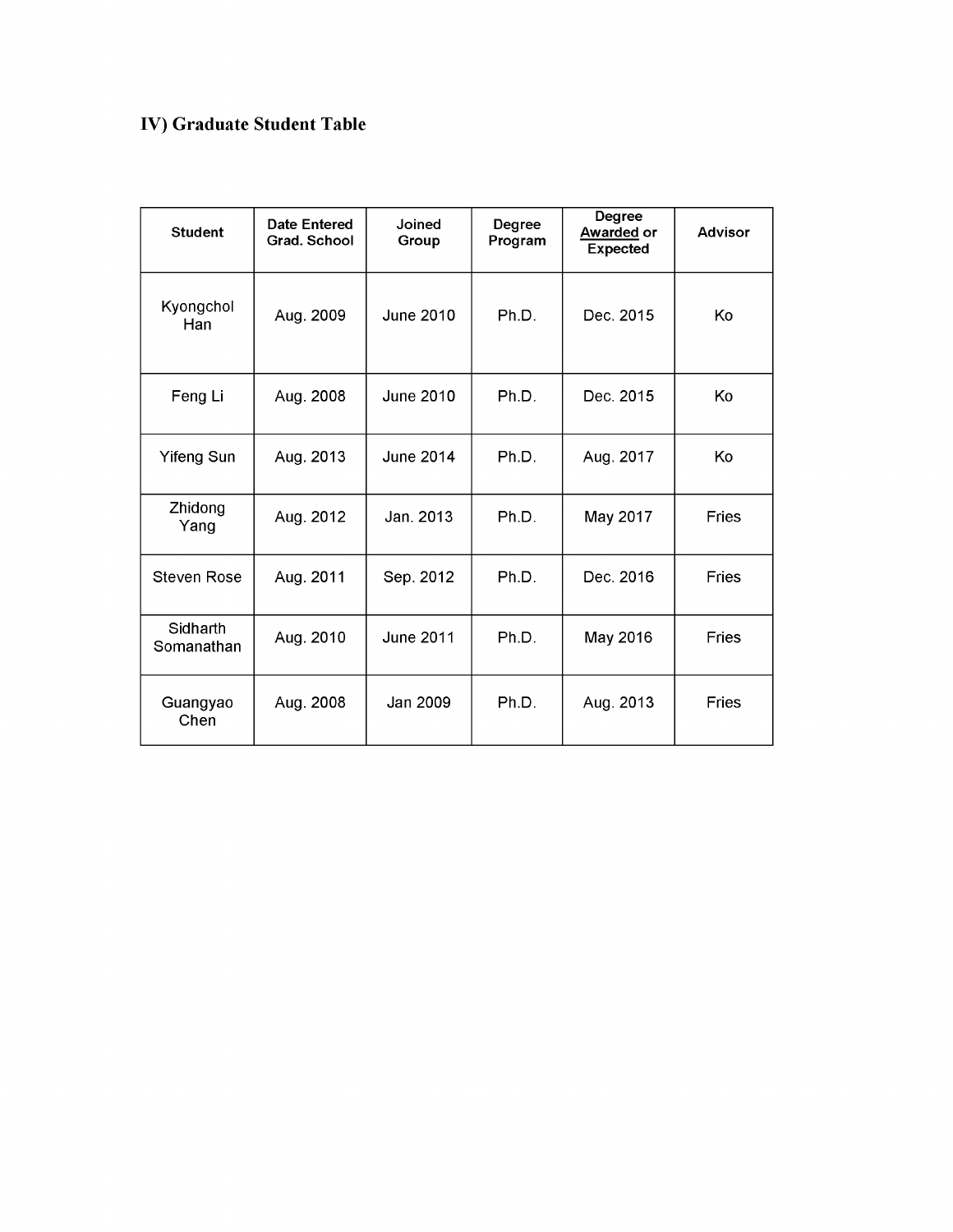## IV) Graduate Student Table

| Student | Date Entered Grad. School | Joined Group | Degree Program | Degree Awarded or Expected | Advisor |
|---|---|---|---|---|---|
| Kyongchol Han | Aug. 2009 | June 2010 | Ph.D. | Dec. 2015 | Ko |
| Feng Li | Aug. 2008 | June 2010 | Ph.D. | Dec. 2015 | Ko |
| Yifeng Sun | Aug. 2013 | June 2014 | Ph.D. | Aug. 2017 | Ko |
| Zhidong Yang | Aug. 2012 | Jan. 2013 | Ph.D. | May 2017 | Fries |
| Steven Rose | Aug. 2011 | Sep. 2012 | Ph.D. | Dec. 2016 | Fries |
| Sidharth Somanathan | Aug. 2010 | June 2011 | Ph.D. | May 2016 | Fries |
| Guangyao Chen | Aug. 2008 | Jan 2009 | Ph.D. | Aug. 2013 | Fries |